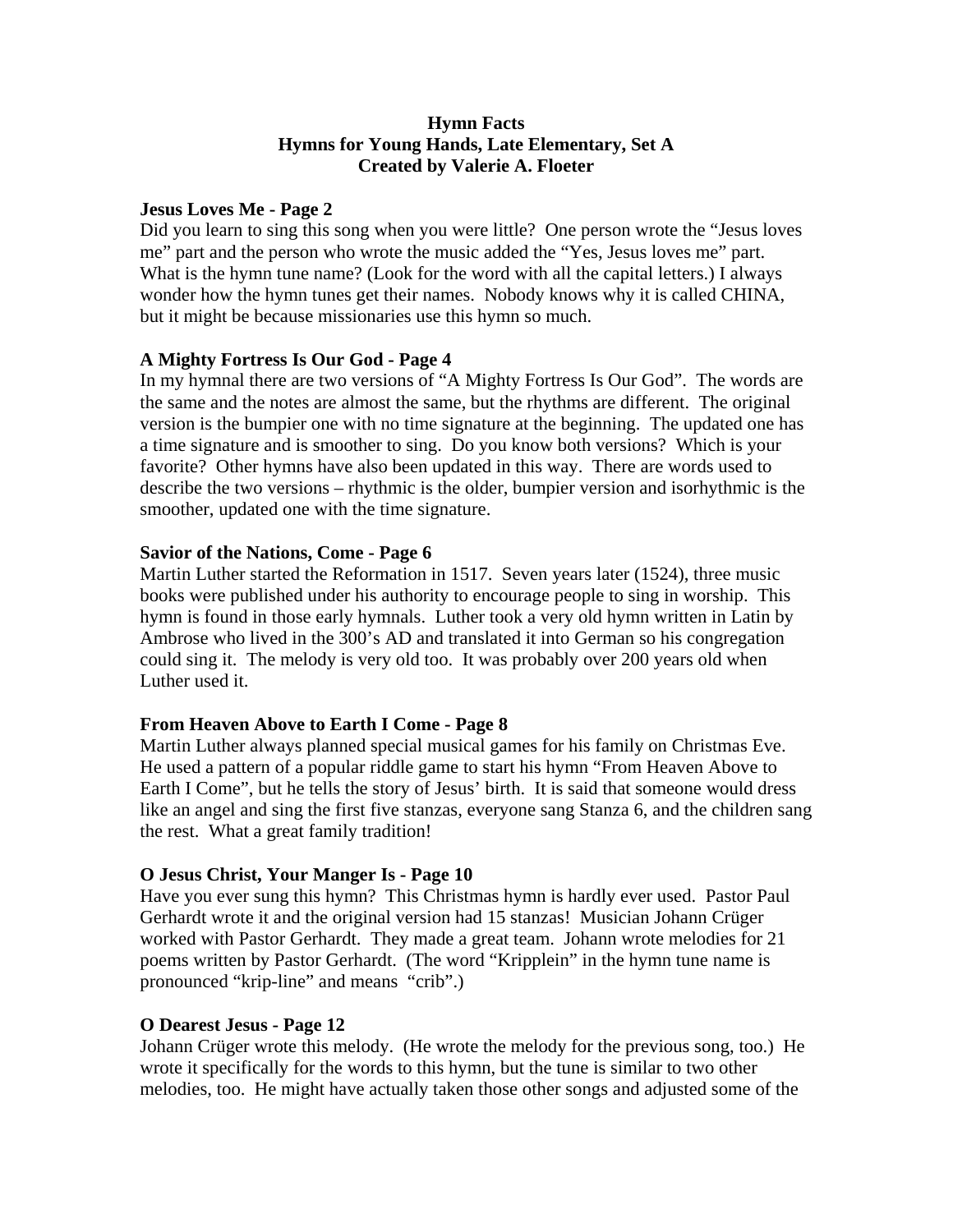# Hymn Facts
## Hymns for Young Hands, Late Elementary, Set A
### Created by Valerie A. Floeter

**Jesus Loves Me - Page 2**

Did you learn to sing this song when you were little? One person wrote the "Jesus loves me" part and the person who wrote the music added the "Yes, Jesus loves me" part. What is the hymn tune name? (Look for the word with all the capital letters.) I always wonder how the hymn tunes get their names. Nobody knows why it is called CHINA, but it might be because missionaries use this hymn so much.

**A Mighty Fortress Is Our God - Page 4**

In my hymnal there are two versions of "A Mighty Fortress Is Our God". The words are the same and the notes are almost the same, but the rhythms are different. The original version is the bumpier one with no time signature at the beginning. The updated one has a time signature and is smoother to sing. Do you know both versions? Which is your favorite? Other hymns have also been updated in this way. There are words used to describe the two versions – rhythmic is the older, bumpier version and isorhythmic is the smoother, updated one with the time signature.

**Savior of the Nations, Come - Page 6**

Martin Luther started the Reformation in 1517. Seven years later (1524), three music books were published under his authority to encourage people to sing in worship. This hymn is found in those early hymnals. Luther took a very old hymn written in Latin by Ambrose who lived in the 300's AD and translated it into German so his congregation could sing it. The melody is very old too. It was probably over 200 years old when Luther used it.

**From Heaven Above to Earth I Come - Page 8**

Martin Luther always planned special musical games for his family on Christmas Eve. He used a pattern of a popular riddle game to start his hymn "From Heaven Above to Earth I Come", but he tells the story of Jesus' birth. It is said that someone would dress like an angel and sing the first five stanzas, everyone sang Stanza 6, and the children sang the rest. What a great family tradition!

**O Jesus Christ, Your Manger Is - Page 10**

Have you ever sung this hymn? This Christmas hymn is hardly ever used. Pastor Paul Gerhardt wrote it and the original version had 15 stanzas! Musician Johann Crüger worked with Pastor Gerhardt. They made a great team. Johann wrote melodies for 21 poems written by Pastor Gerhardt. (The word "Kripplein" in the hymn tune name is pronounced "krip-line" and means "crib".)

**O Dearest Jesus - Page 12**

Johann Crüger wrote this melody. (He wrote the melody for the previous song, too.) He wrote it specifically for the words to this hymn, but the tune is similar to two other melodies, too. He might have actually taken those other songs and adjusted some of the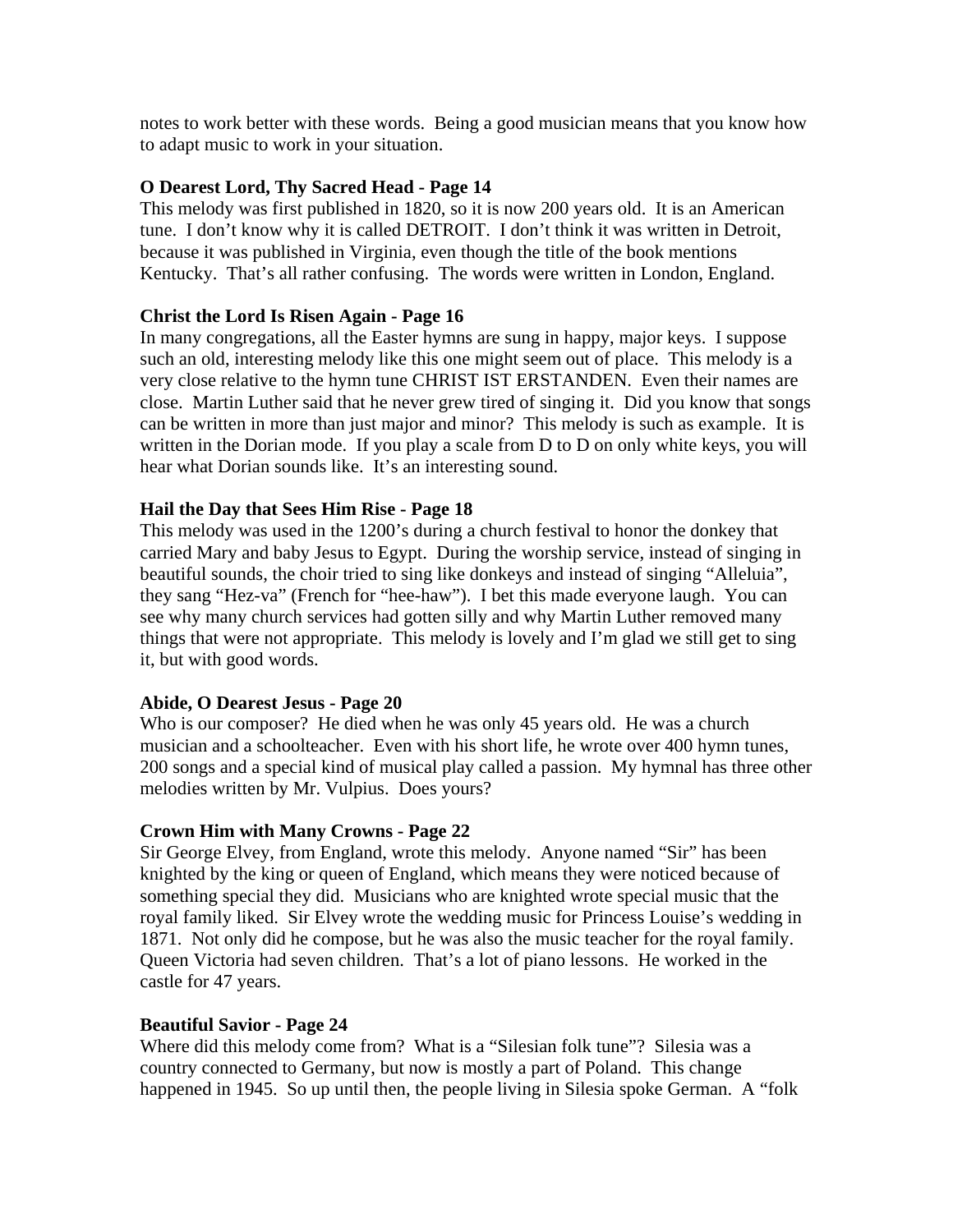notes to work better with these words. Being a good musician means that you know how to adapt music to work in your situation.

**O Dearest Lord, Thy Sacred Head - Page 14**

This melody was first published in 1820, so it is now 200 years old. It is an American tune. I don't know why it is called DETROIT. I don't think it was written in Detroit, because it was published in Virginia, even though the title of the book mentions Kentucky. That's all rather confusing. The words were written in London, England.

**Christ the Lord Is Risen Again - Page 16**

In many congregations, all the Easter hymns are sung in happy, major keys. I suppose such an old, interesting melody like this one might seem out of place. This melody is a very close relative to the hymn tune CHRIST IST ERSTANDEN. Even their names are close. Martin Luther said that he never grew tired of singing it. Did you know that songs can be written in more than just major and minor? This melody is such as example. It is written in the Dorian mode. If you play a scale from D to D on only white keys, you will hear what Dorian sounds like. It's an interesting sound.

**Hail the Day that Sees Him Rise - Page 18**

This melody was used in the 1200's during a church festival to honor the donkey that carried Mary and baby Jesus to Egypt. During the worship service, instead of singing in beautiful sounds, the choir tried to sing like donkeys and instead of singing "Alleluia", they sang "Hez-va" (French for "hee-haw"). I bet this made everyone laugh. You can see why many church services had gotten silly and why Martin Luther removed many things that were not appropriate. This melody is lovely and I'm glad we still get to sing it, but with good words.

**Abide, O Dearest Jesus - Page 20**

Who is our composer? He died when he was only 45 years old. He was a church musician and a schoolteacher. Even with his short life, he wrote over 400 hymn tunes, 200 songs and a special kind of musical play called a passion. My hymnal has three other melodies written by Mr. Vulpius. Does yours?

**Crown Him with Many Crowns - Page 22**

Sir George Elvey, from England, wrote this melody. Anyone named "Sir" has been knighted by the king or queen of England, which means they were noticed because of something special they did. Musicians who are knighted wrote special music that the royal family liked. Sir Elvey wrote the wedding music for Princess Louise's wedding in 1871. Not only did he compose, but he was also the music teacher for the royal family. Queen Victoria had seven children. That's a lot of piano lessons. He worked in the castle for 47 years.

**Beautiful Savior - Page 24**

Where did this melody come from? What is a "Silesian folk tune"? Silesia was a country connected to Germany, but now is mostly a part of Poland. This change happened in 1945. So up until then, the people living in Silesia spoke German. A "folk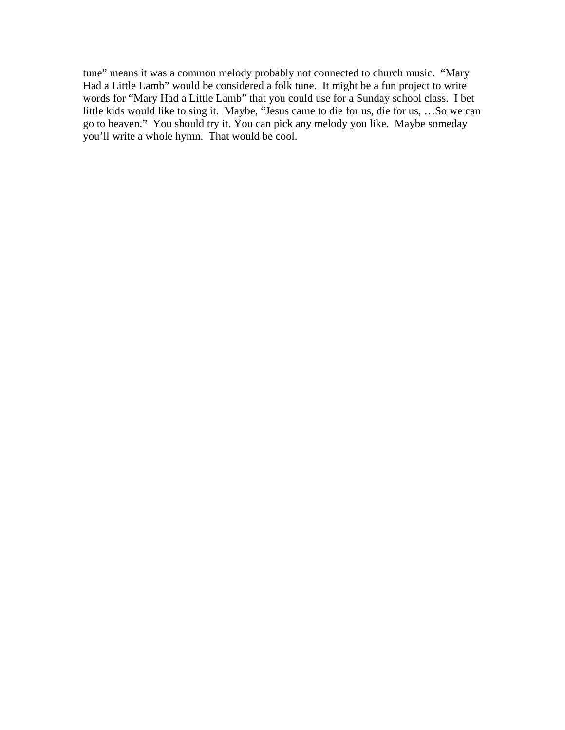tune" means it was a common melody probably not connected to church music. "Mary Had a Little Lamb" would be considered a folk tune. It might be a fun project to write words for "Mary Had a Little Lamb" that you could use for a Sunday school class. I bet little kids would like to sing it. Maybe, "Jesus came to die for us, die for us, …So we can go to heaven." You should try it. You can pick any melody you like. Maybe someday you'll write a whole hymn. That would be cool.